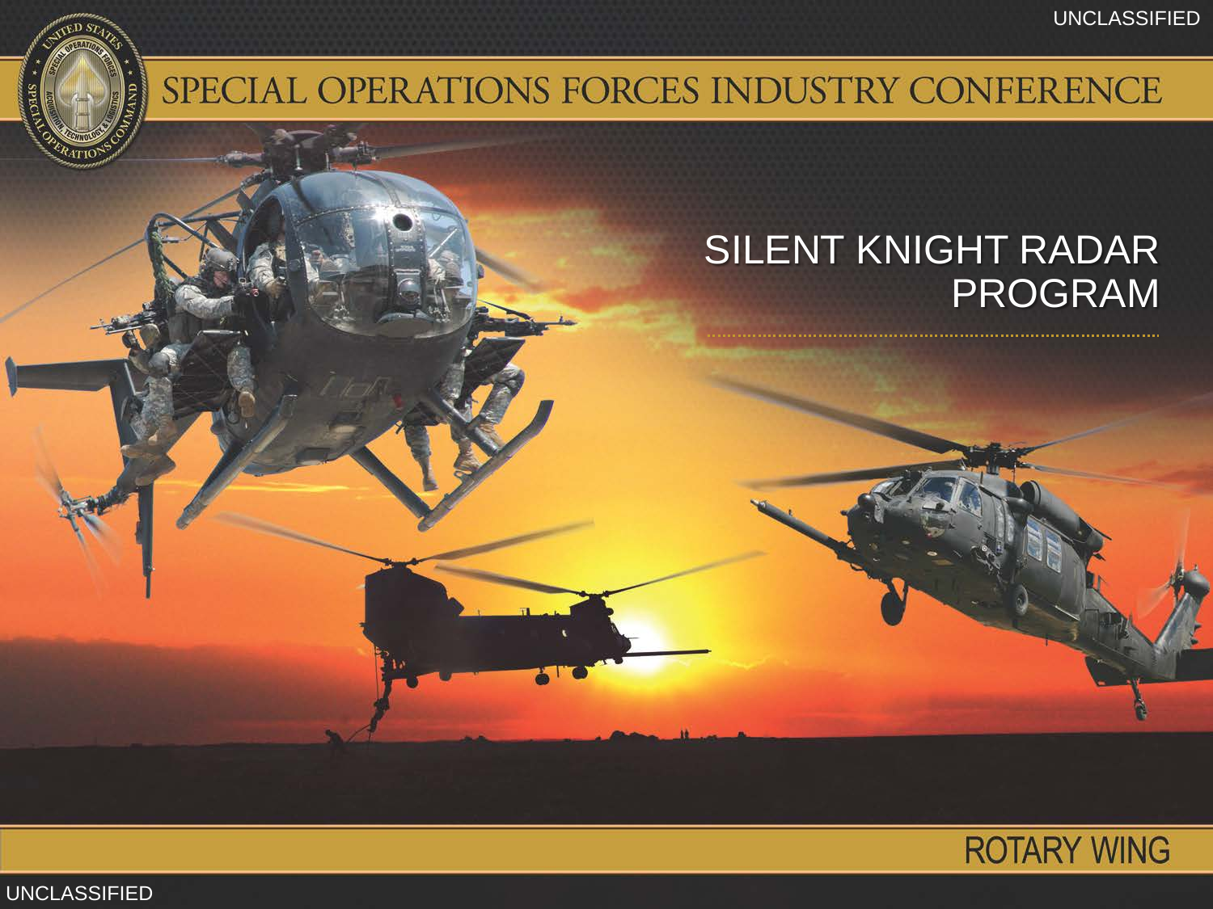UNCLASSIFIED

# SPECIAL OPERATIONS FORCES INDUSTRY CONFERENCE

## SILENT KNIGHT RADAR PROGRAM

ROTARY WING

UNCLASSIFIED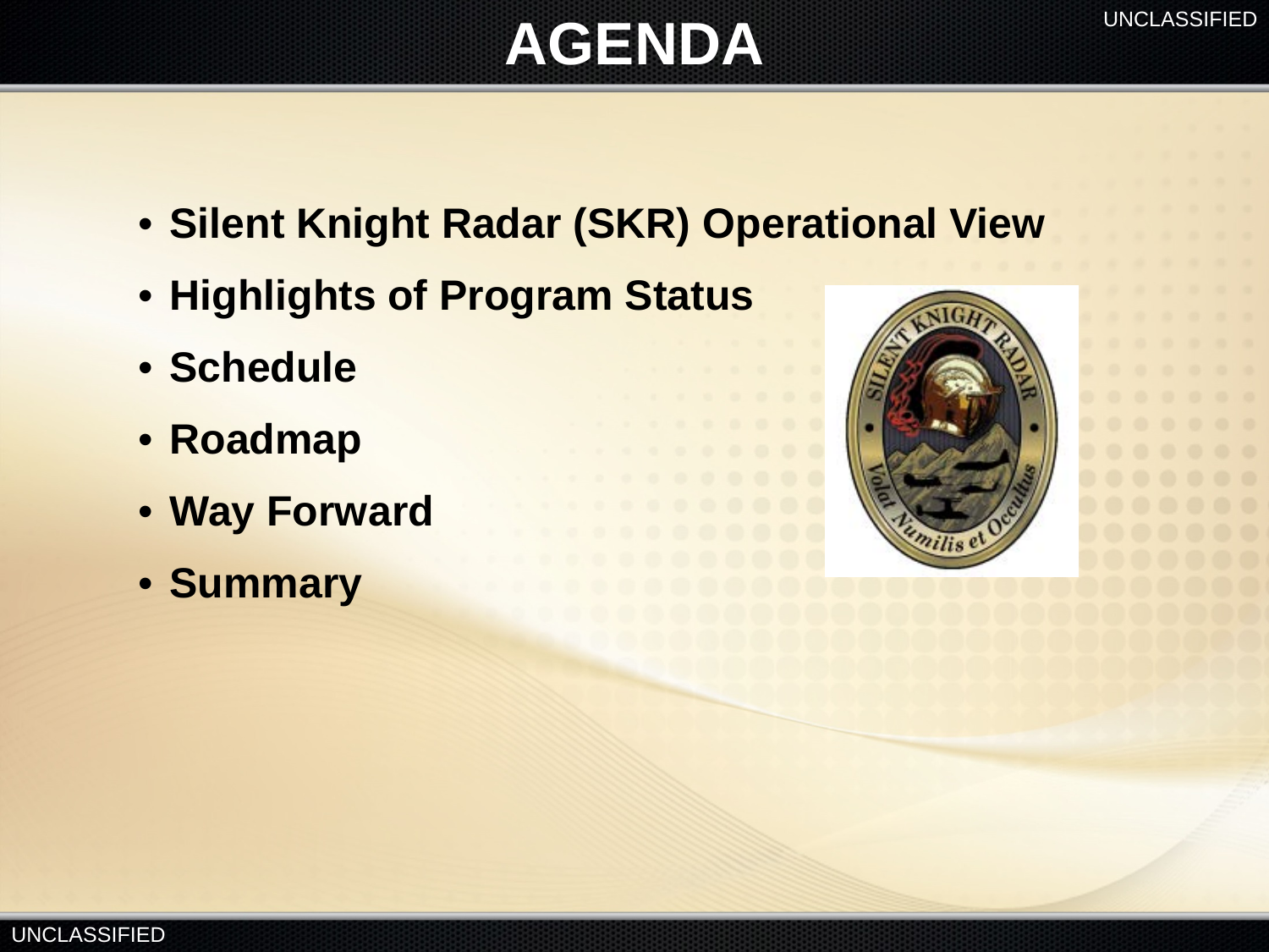# AGENDA

- **Silent Knight Radar (SKR) Operational View**
- **Highlights of Program Status**
- **Schedule**
- **Roadmap**
- **Way Forward**
- **Summary**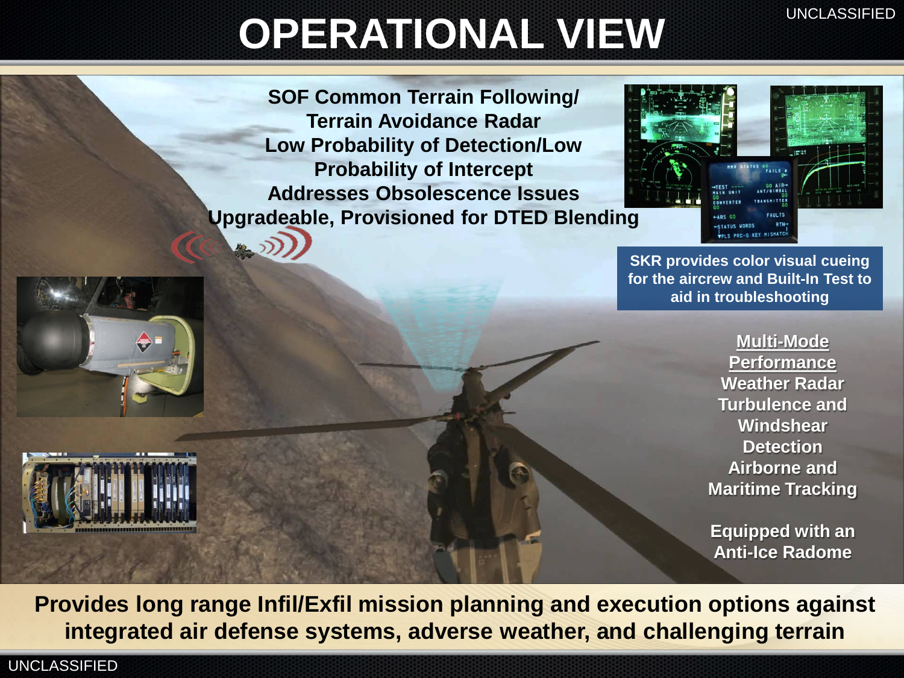# OPERATIONAL VIEW

**SOF Common Terrain Following/ Terrain Avoidance Radar**
**Low Probability of Detection/Low Probability of Intercept**
**Addresses Obsolescence Issues**
**Upgradeable, Provisioned for DTED Blending**

**SKR provides color visual cueing for the aircrew and Built-In Test to aid in troubleshooting**

**Multi-Mode Performance**

- **Weather Radar**
- **Turbulence and Windshear Detection**
- **Airborne and Maritime Tracking**

**Equipped with an Anti-Ice Radome**

**Provides long range Infil/Exfil mission planning and execution options against integrated air defense systems, adverse weather, and challenging terrain**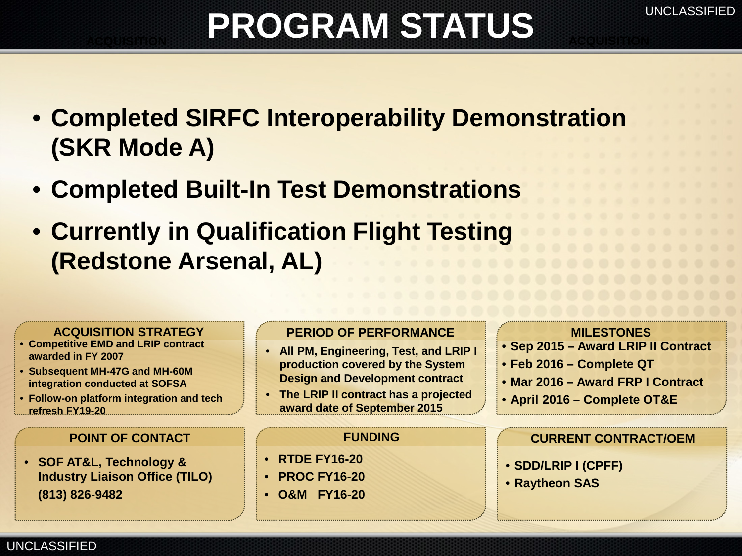# PROGRAM STATUS

- **Completed SIRFC Interoperability Demonstration (SKR Mode A)**
- **Completed Built-In Test Demonstrations**
- **Currently in Qualification Flight Testing (Redstone Arsenal, AL)**

### ACQUISITION STRATEGY

- Competitive EMD and LRIP contract awarded in FY 2007
- Subsequent MH-47G and MH-60M integration conducted at SOFSA
- Follow-on platform integration and tech refresh FY19-20

### PERIOD OF PERFORMANCE

- All PM, Engineering, Test, and LRIP I production covered by the System Design and Development contract
- The LRIP II contract has a projected award date of September 2015

### MILESTONES

- Sep 2015 – Award LRIP II Contract
- Feb 2016 – Complete QT
- Mar 2016 – Award FRP I Contract
- April 2016 – Complete OT&E

### POINT OF CONTACT

- SOF AT&L, Technology & Industry Liaison Office (TILO)
  (813) 826-9482

### FUNDING

- RTDE FY16-20
- PROC FY16-20
- O&M FY16-20

### CURRENT CONTRACT/OEM

- SDD/LRIP I (CPFF)
- Raytheon SAS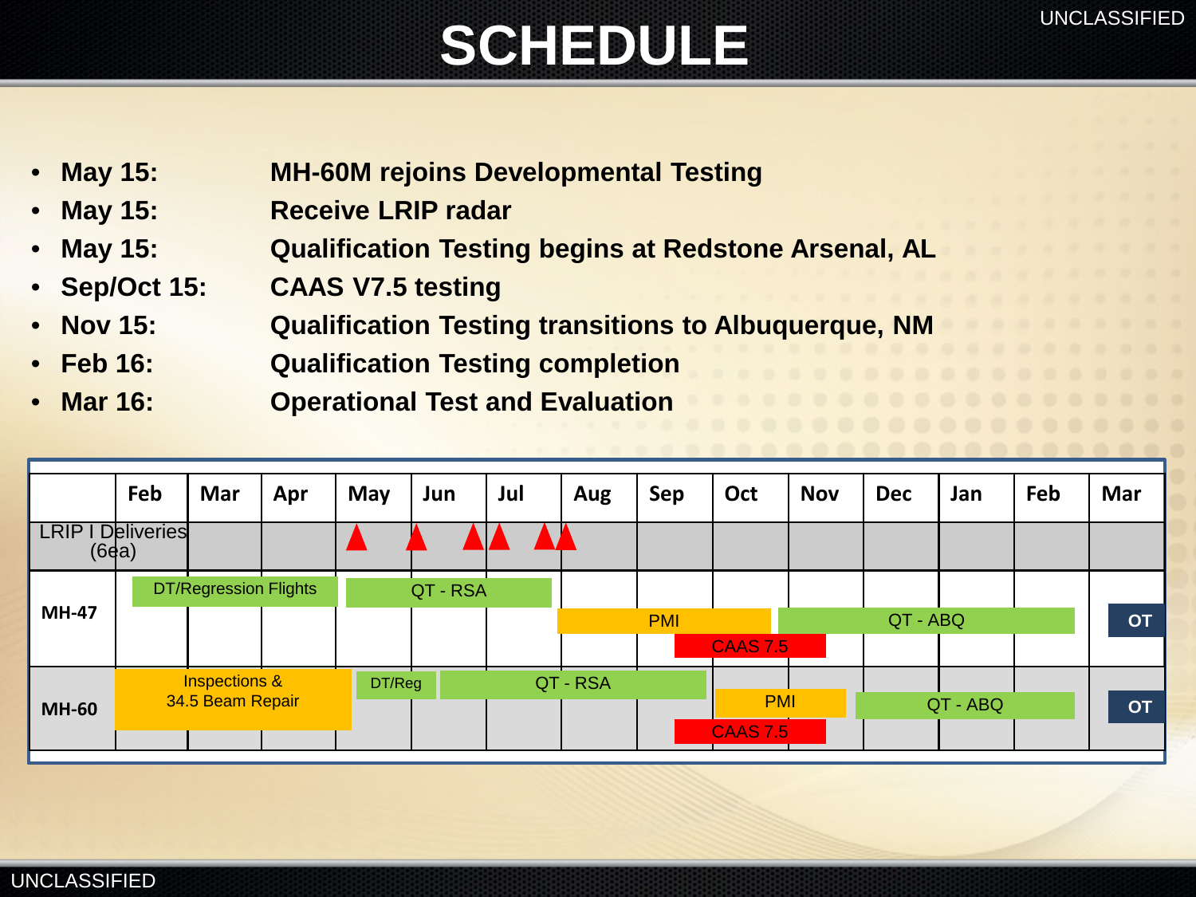# SCHEDULE

- **May 15:** **MH-60M rejoins Developmental Testing**
- **May 15:** **Receive LRIP radar**
- **May 15:** **Qualification Testing begins at Redstone Arsenal, AL**
- **Sep/Oct 15:** **CAAS V7.5 testing**
- **Nov 15:** **Qualification Testing transitions to Albuquerque, NM**
- **Feb 16:** **Qualification Testing completion**
- **Mar 16:** **Operational Test and Evaluation**

| | Feb | Mar | Apr | May | Jun | Jul | Aug | Sep | Oct | Nov | Dec | Jan | Feb | Mar |
|---|---|---|---|---|---|---|---|---|---|---|---|---|---|---|
| LRIP I Deliveries (6ea) | | | | ▲ | ▲ | ▲▲ | ▲▲ | | | | | | | |
| **MH-47** | DT/Regression Flights | DT/Regression Flights | DT/Regression Flights | QT - RSA | QT - RSA | QT - RSA | PMI | PMI / CAAS 7.5 | PMI / CAAS 7.5 | QT - ABQ | QT - ABQ | QT - ABQ | QT - ABQ | OT |
| **MH-60** | Inspections & 34.5 Beam Repair | Inspections & 34.5 Beam Repair | Inspections & 34.5 Beam Repair | DT/Reg | QT - RSA | QT - RSA | QT - RSA | QT - RSA / CAAS 7.5 | PMI / CAAS 7.5 | PMI | QT - ABQ | QT - ABQ | QT - ABQ | OT |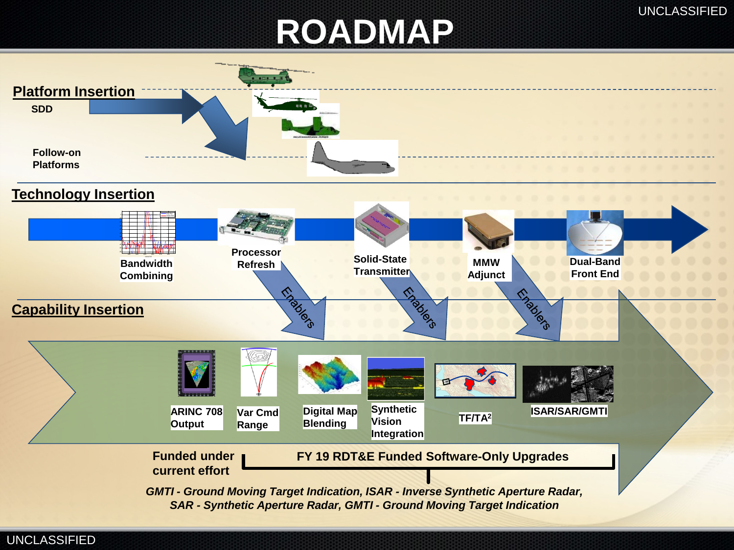# ROADMAP

## Platform Insertion

SDD

Follow-on Platforms

## Technology Insertion

Bandwidth Combining

Processor Refresh

Solid-State Transmitter

MMW Adjunct

Dual-Band Front End

Enablers

Enablers

Enablers

## Capability Insertion

ARINC 708 Output

Var Cmd Range

Digital Map Blending

Synthetic Vision Integration

TF/TA²

ISAR/SAR/GMTI

Funded under current effort

FY 19 RDT&E Funded Software-Only Upgrades

*GMTI - Ground Moving Target Indication, ISAR - Inverse Synthetic Aperture Radar, SAR - Synthetic Aperture Radar, GMTI - Ground Moving Target Indication*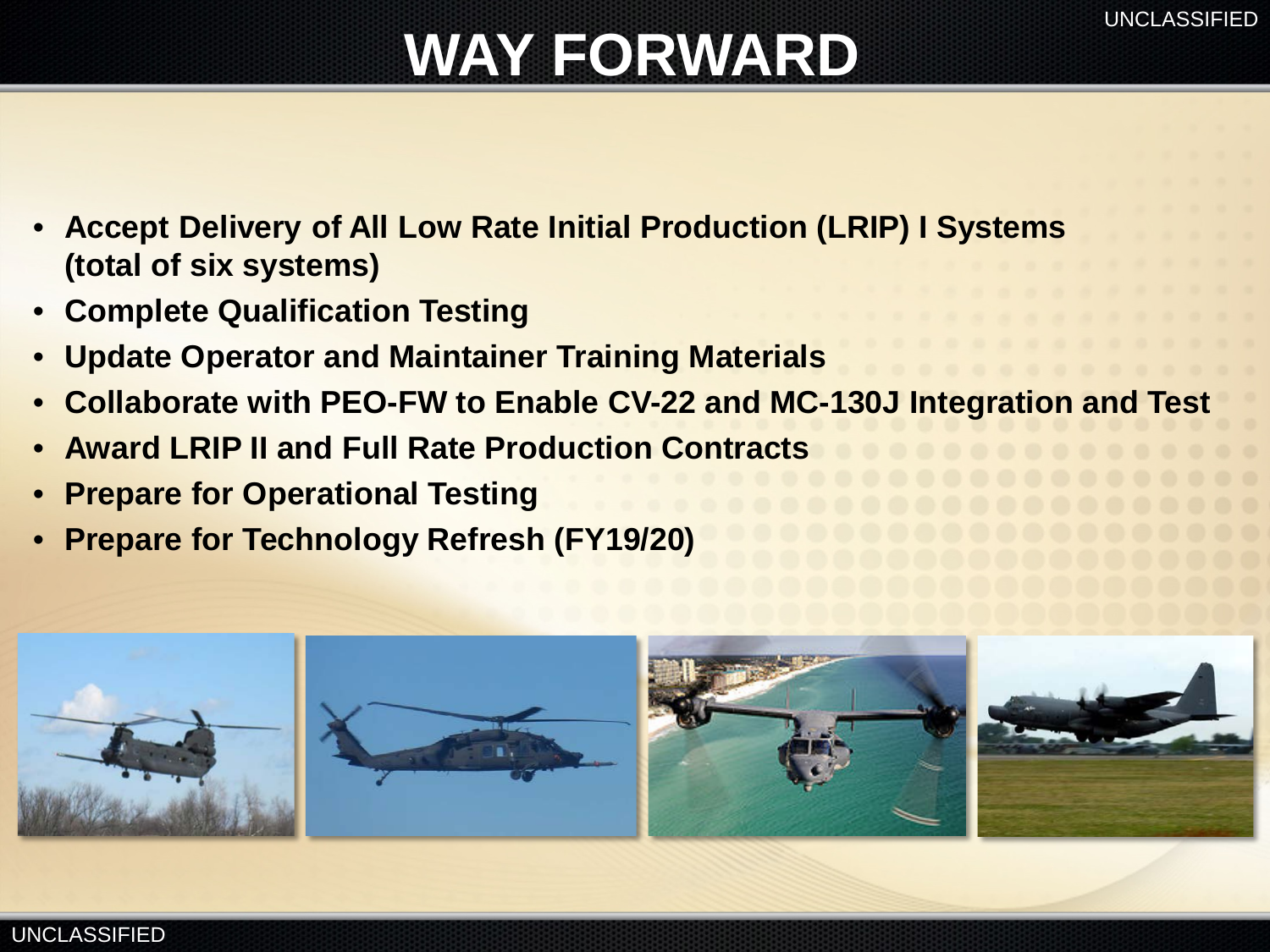# WAY FORWARD

- **Accept Delivery of All Low Rate Initial Production (LRIP) I Systems (total of six systems)**
- **Complete Qualification Testing**
- **Update Operator and Maintainer Training Materials**
- **Collaborate with PEO-FW to Enable CV-22 and MC-130J Integration and Test**
- **Award LRIP II and Full Rate Production Contracts**
- **Prepare for Operational Testing**
- **Prepare for Technology Refresh (FY19/20)**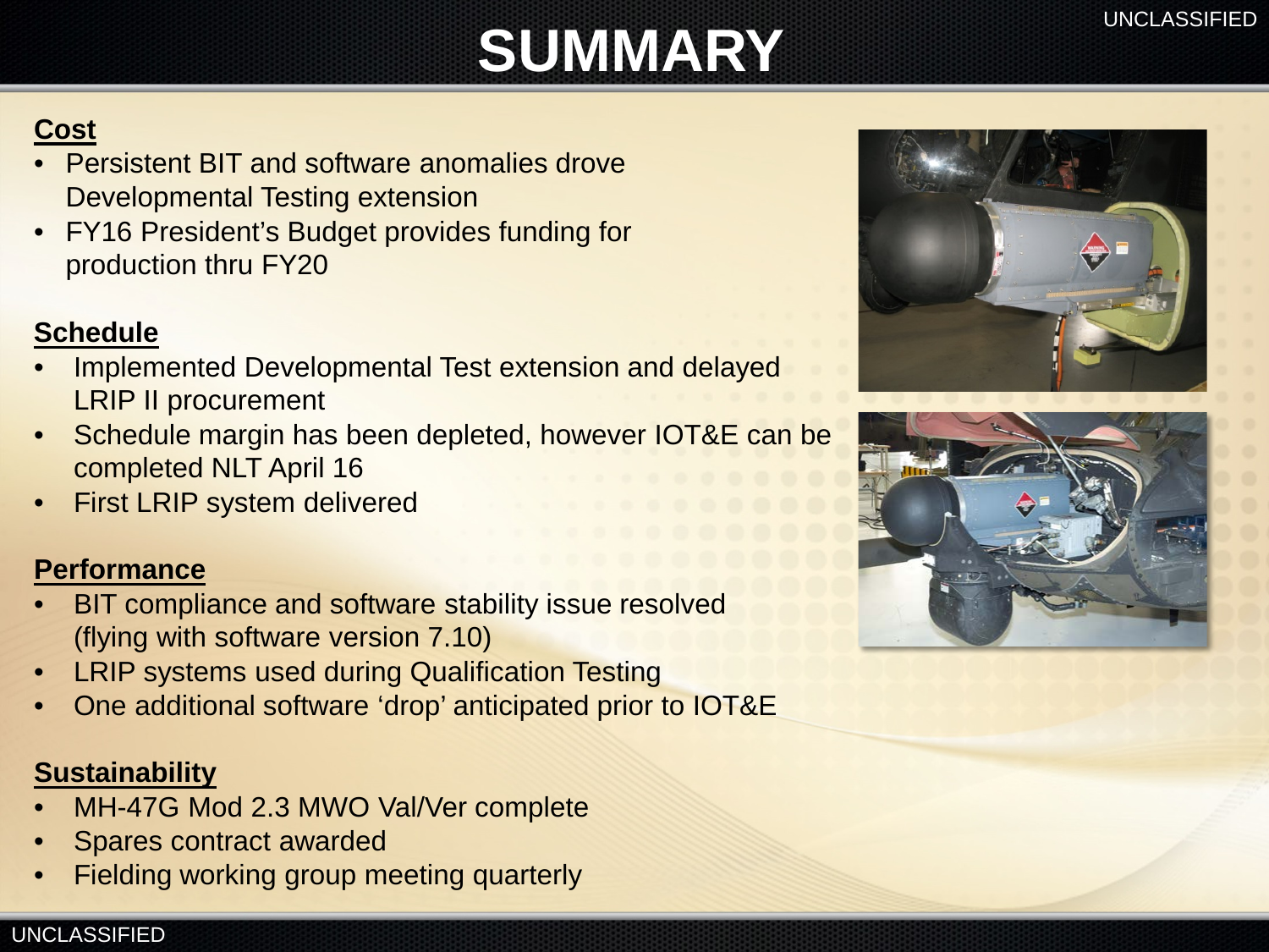# SUMMARY

**Cost**

- Persistent BIT and software anomalies drove Developmental Testing extension
- FY16 President's Budget provides funding for production thru FY20

**Schedule**

- Implemented Developmental Test extension and delayed LRIP II procurement
- Schedule margin has been depleted, however IOT&E can be completed NLT April 16
- First LRIP system delivered

**Performance**

- BIT compliance and software stability issue resolved (flying with software version 7.10)
- LRIP systems used during Qualification Testing
- One additional software 'drop' anticipated prior to IOT&E

**Sustainability**

- MH-47G Mod 2.3 MWO Val/Ver complete
- Spares contract awarded
- Fielding working group meeting quarterly